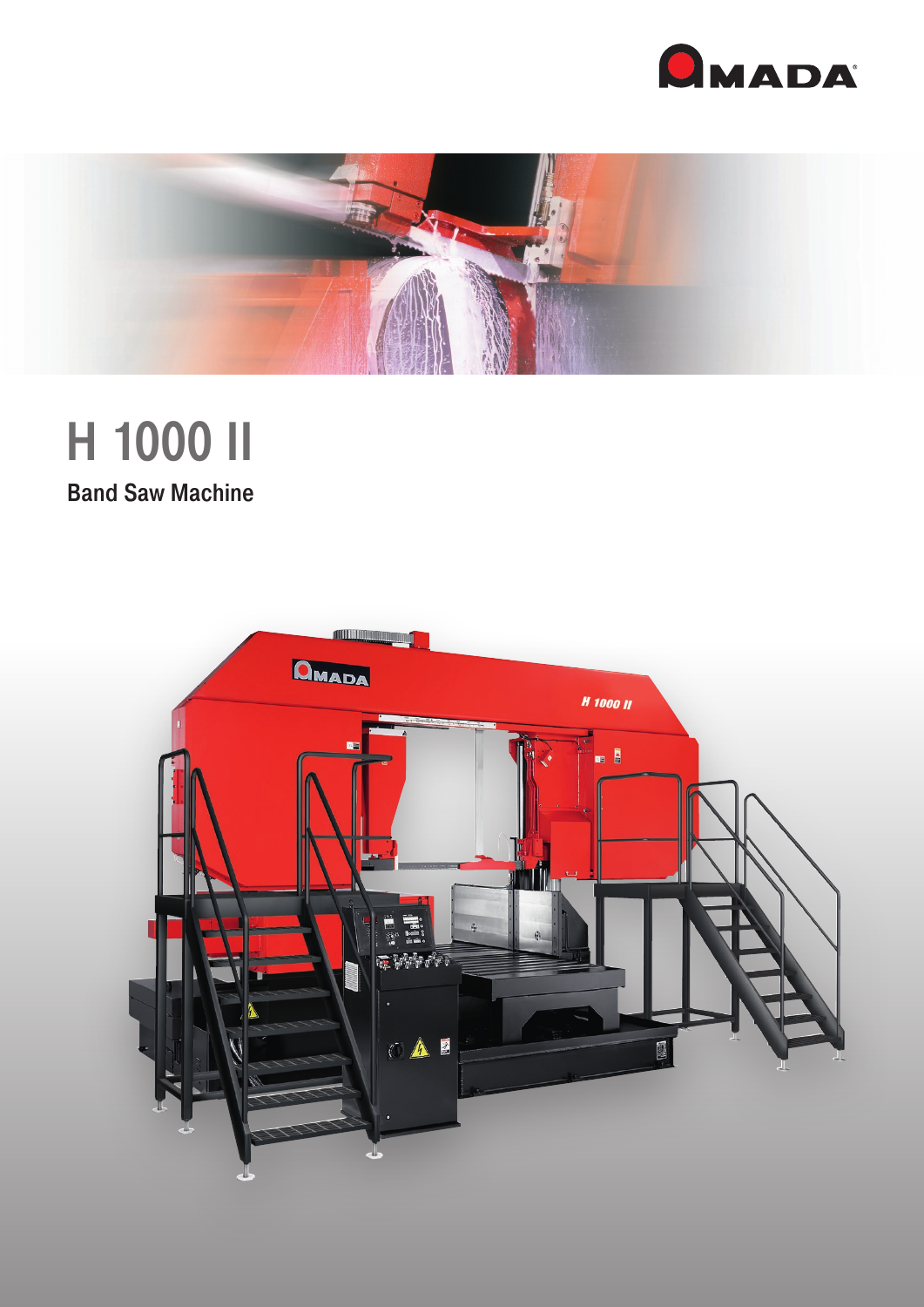# H 1000 II

## Band Saw Machine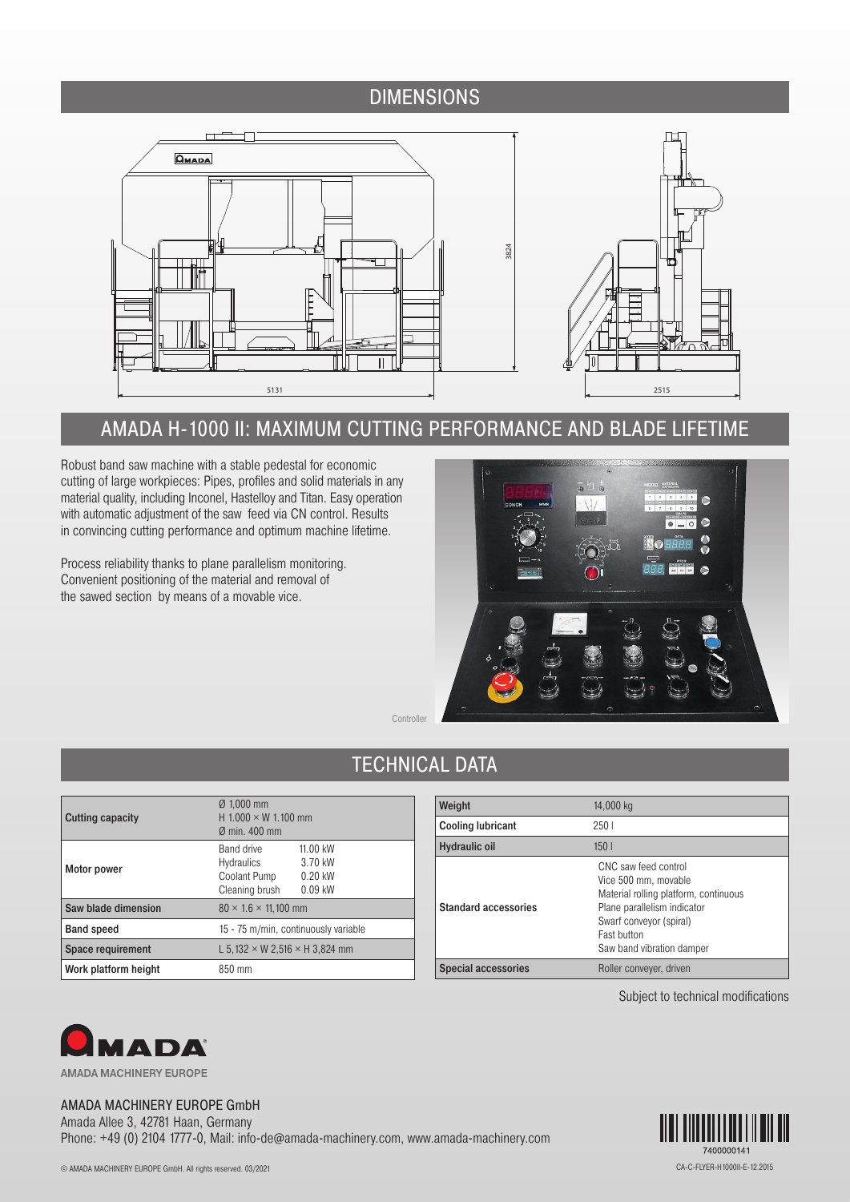## DIMENSIONS

3824

5131

2515

## AMADA H-1000 II: MAXIMUM CUTTING PERFORMANCE AND BLADE LIFETIME

Robust band saw machine with a stable pedestal for economic cutting of large workpieces: Pipes, profiles and solid materials in any material quality, including Inconel, Hastelloy and Titan. Easy operation with automatic adjustment of the saw feed via CN control. Results in convincing cutting performance and optimum machine lifetime.

Process reliability thanks to plane parallelism monitoring. Convenient positioning of the material and removal of the sawed section by means of a movable vice.

Controller

## TECHNICAL DATA

| | |
|---|---|
| **Cutting capacity** | Ø 1,000 mm<br>H 1.000 × W 1.100 mm<br>Ø min. 400 mm |
| **Motor power** | Band drive 11.00 kW<br>Hydraulics 3.70 kW<br>Coolant Pump 0.20 kW<br>Cleaning brush 0.09 kW |
| **Saw blade dimension** | 80 × 1.6 × 11,100 mm |
| **Band speed** | 15 - 75 m/min, continuously variable |
| **Space requirement** | L 5,132 × W 2,516 × H 3,824 mm |
| **Work platform height** | 850 mm |

| | |
|---|---|
| **Weight** | 14,000 kg |
| **Cooling lubricant** | 250 l |
| **Hydraulic oil** | 150 l |
| **Standard accessories** | CNC saw feed control<br>Vice 500 mm, movable<br>Material rolling platform, continuous<br>Plane parallelism indicator<br>Swarf conveyor (spiral)<br>Fast button<br>Saw band vibration damper |
| **Special accessories** | Roller conveyer, driven |

Subject to technical modifications

AMADA MACHINERY EUROPE

AMADA MACHINERY EUROPE GmbH
Amada Allee 3, 42781 Haan, Germany
Phone: +49 (0) 2104 1777-0, Mail: info-de@amada-machinery.com, www.amada-machinery.com

7400000141

© AMADA MACHINERY EUROPE GmbH. All rights reserved. 03/2021

CA-C-FLYER-H1000II-E-12.2015